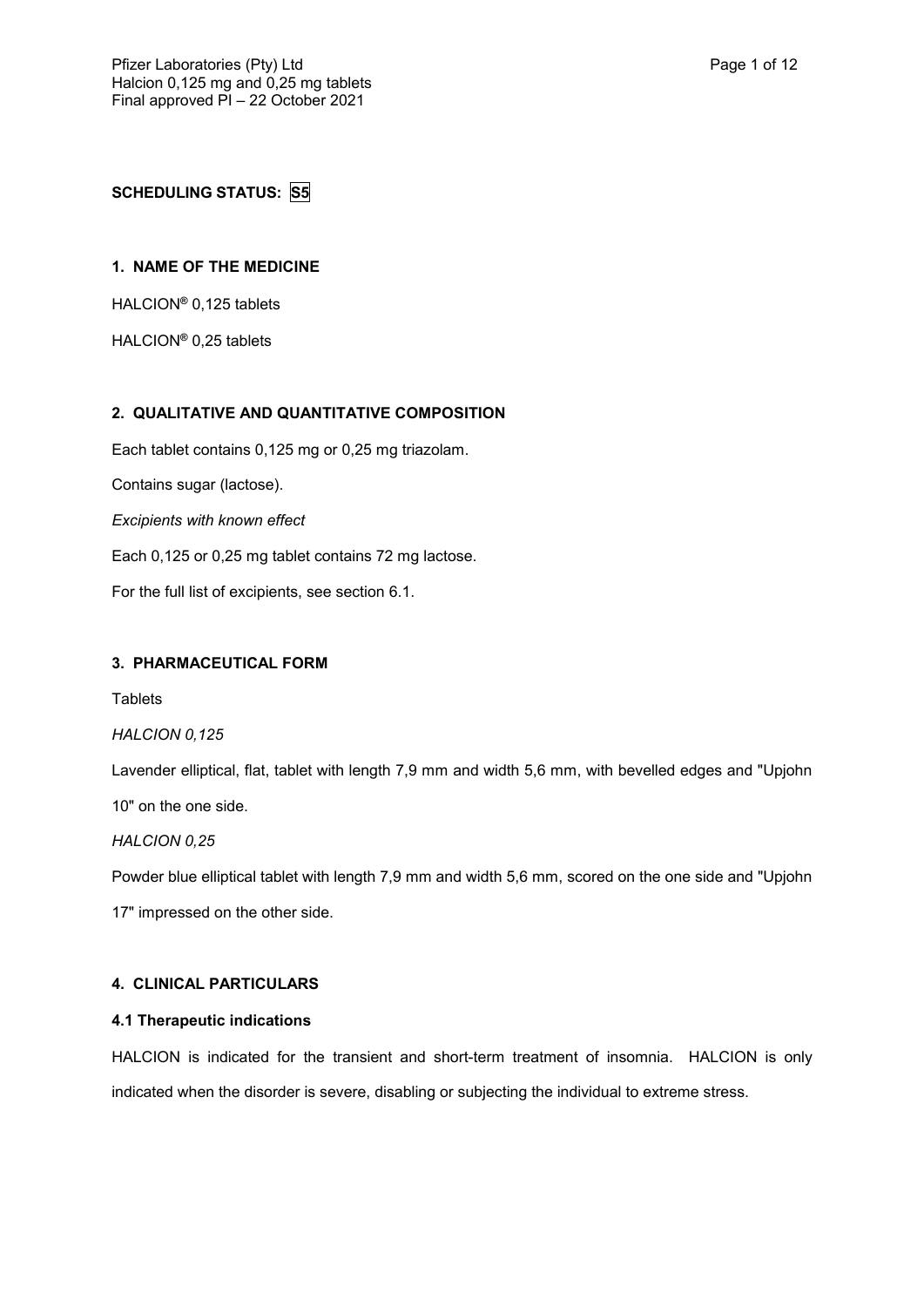**SCHEDULING STATUS: S5**

## 1. NAME OF THE MEDICINE

HALCION® 0,125 tablets

HALCION® 0,25 tablets

## 2. QUALITATIVE AND QUANTITATIVE COMPOSITION

Each tablet contains 0,125 mg or 0,25 mg triazolam.

Contains sugar (lactose).

*Excipients with known effect*

Each 0,125 or 0,25 mg tablet contains 72 mg lactose.

For the full list of excipients, see section 6.1.

## 3. PHARMACEUTICAL FORM

Tablets

*HALCION 0,125*

Lavender elliptical, flat, tablet with length 7,9 mm and width 5,6 mm, with bevelled edges and "Upjohn 10" on the one side.

*HALCION 0,25*

Powder blue elliptical tablet with length 7,9 mm and width 5,6 mm, scored on the one side and "Upjohn 17" impressed on the other side.

## 4. CLINICAL PARTICULARS

### 4.1 Therapeutic indications

HALCION is indicated for the transient and short-term treatment of insomnia. HALCION is only indicated when the disorder is severe, disabling or subjecting the individual to extreme stress.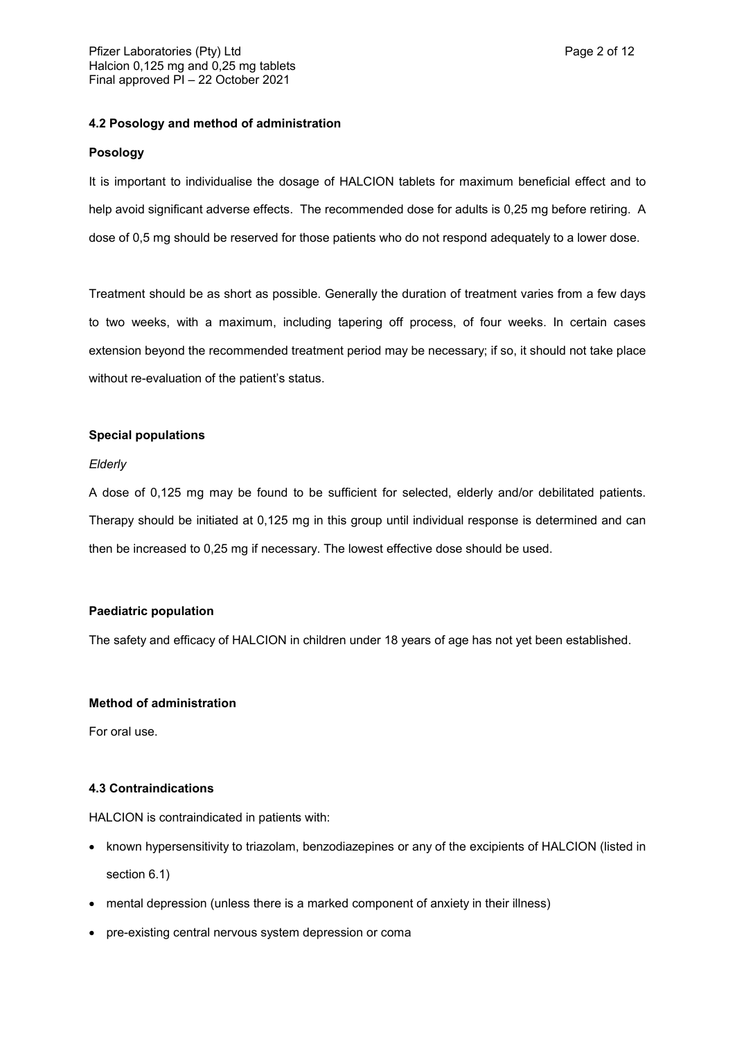### 4.2 Posology and method of administration

**Posology**

It is important to individualise the dosage of HALCION tablets for maximum beneficial effect and to help avoid significant adverse effects. The recommended dose for adults is 0,25 mg before retiring. A dose of 0,5 mg should be reserved for those patients who do not respond adequately to a lower dose.

Treatment should be as short as possible. Generally the duration of treatment varies from a few days to two weeks, with a maximum, including tapering off process, of four weeks. In certain cases extension beyond the recommended treatment period may be necessary; if so, it should not take place without re-evaluation of the patient's status.

**Special populations**

*Elderly*

A dose of 0,125 mg may be found to be sufficient for selected, elderly and/or debilitated patients. Therapy should be initiated at 0,125 mg in this group until individual response is determined and can then be increased to 0,25 mg if necessary. The lowest effective dose should be used.

**Paediatric population**

The safety and efficacy of HALCION in children under 18 years of age has not yet been established.

**Method of administration**

For oral use.

### 4.3 Contraindications

HALCION is contraindicated in patients with:

- known hypersensitivity to triazolam, benzodiazepines or any of the excipients of HALCION (listed in section 6.1)
- mental depression (unless there is a marked component of anxiety in their illness)
- pre-existing central nervous system depression or coma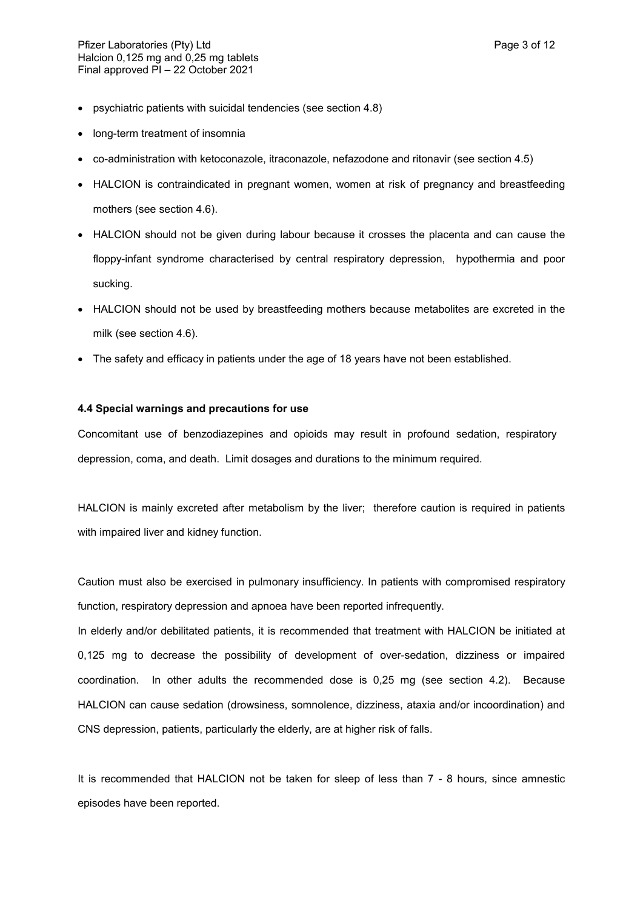- psychiatric patients with suicidal tendencies (see section 4.8)
- long-term treatment of insomnia
- co-administration with ketoconazole, itraconazole, nefazodone and ritonavir (see section 4.5)
- HALCION is contraindicated in pregnant women, women at risk of pregnancy and breastfeeding mothers (see section 4.6).
- HALCION should not be given during labour because it crosses the placenta and can cause the floppy-infant syndrome characterised by central respiratory depression, hypothermia and poor sucking.
- HALCION should not be used by breastfeeding mothers because metabolites are excreted in the milk (see section 4.6).
- The safety and efficacy in patients under the age of 18 years have not been established.

**4.4 Special warnings and precautions for use**

Concomitant use of benzodiazepines and opioids may result in profound sedation, respiratory depression, coma, and death. Limit dosages and durations to the minimum required.

HALCION is mainly excreted after metabolism by the liver; therefore caution is required in patients with impaired liver and kidney function.

Caution must also be exercised in pulmonary insufficiency. In patients with compromised respiratory function, respiratory depression and apnoea have been reported infrequently.

In elderly and/or debilitated patients, it is recommended that treatment with HALCION be initiated at 0,125 mg to decrease the possibility of development of over-sedation, dizziness or impaired coordination. In other adults the recommended dose is 0,25 mg (see section 4.2). Because HALCION can cause sedation (drowsiness, somnolence, dizziness, ataxia and/or incoordination) and CNS depression, patients, particularly the elderly, are at higher risk of falls.

It is recommended that HALCION not be taken for sleep of less than 7 - 8 hours, since amnestic episodes have been reported.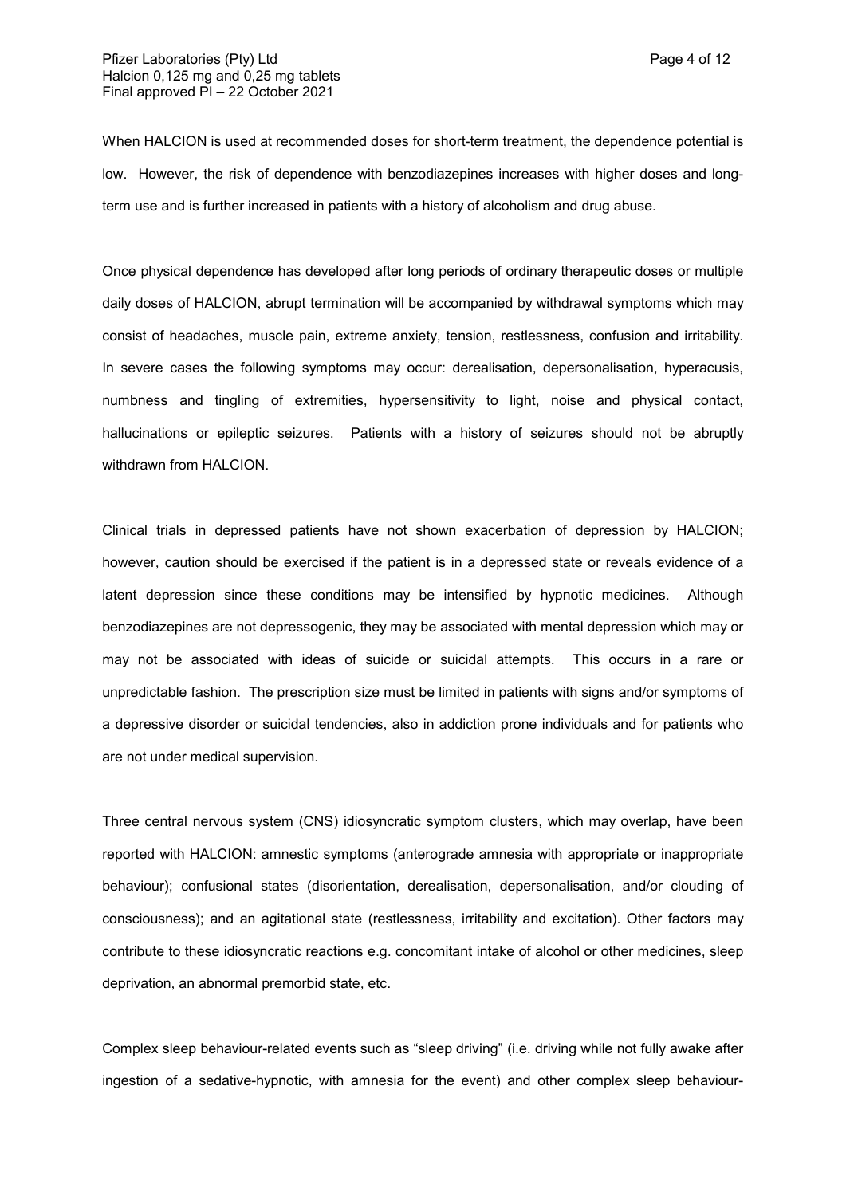When HALCION is used at recommended doses for short-term treatment, the dependence potential is low. However, the risk of dependence with benzodiazepines increases with higher doses and long-term use and is further increased in patients with a history of alcoholism and drug abuse.

Once physical dependence has developed after long periods of ordinary therapeutic doses or multiple daily doses of HALCION, abrupt termination will be accompanied by withdrawal symptoms which may consist of headaches, muscle pain, extreme anxiety, tension, restlessness, confusion and irritability. In severe cases the following symptoms may occur: derealisation, depersonalisation, hyperacusis, numbness and tingling of extremities, hypersensitivity to light, noise and physical contact, hallucinations or epileptic seizures. Patients with a history of seizures should not be abruptly withdrawn from HALCION.

Clinical trials in depressed patients have not shown exacerbation of depression by HALCION; however, caution should be exercised if the patient is in a depressed state or reveals evidence of a latent depression since these conditions may be intensified by hypnotic medicines. Although benzodiazepines are not depressogenic, they may be associated with mental depression which may or may not be associated with ideas of suicide or suicidal attempts. This occurs in a rare or unpredictable fashion. The prescription size must be limited in patients with signs and/or symptoms of a depressive disorder or suicidal tendencies, also in addiction prone individuals and for patients who are not under medical supervision.

Three central nervous system (CNS) idiosyncratic symptom clusters, which may overlap, have been reported with HALCION: amnestic symptoms (anterograde amnesia with appropriate or inappropriate behaviour); confusional states (disorientation, derealisation, depersonalisation, and/or clouding of consciousness); and an agitational state (restlessness, irritability and excitation). Other factors may contribute to these idiosyncratic reactions e.g. concomitant intake of alcohol or other medicines, sleep deprivation, an abnormal premorbid state, etc.

Complex sleep behaviour-related events such as "sleep driving" (i.e. driving while not fully awake after ingestion of a sedative-hypnotic, with amnesia for the event) and other complex sleep behaviour-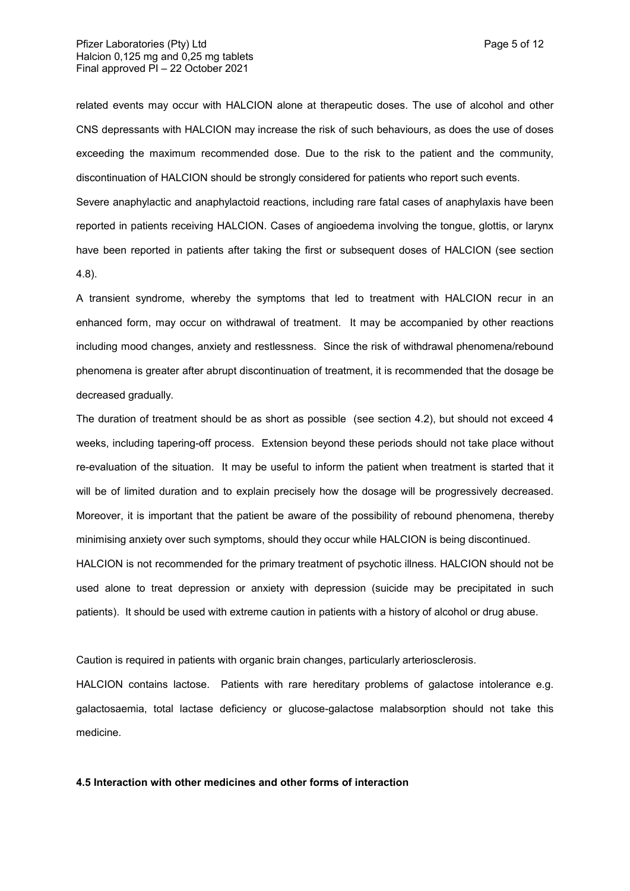related events may occur with HALCION alone at therapeutic doses. The use of alcohol and other CNS depressants with HALCION may increase the risk of such behaviours, as does the use of doses exceeding the maximum recommended dose. Due to the risk to the patient and the community, discontinuation of HALCION should be strongly considered for patients who report such events.

Severe anaphylactic and anaphylactoid reactions, including rare fatal cases of anaphylaxis have been reported in patients receiving HALCION. Cases of angioedema involving the tongue, glottis, or larynx have been reported in patients after taking the first or subsequent doses of HALCION (see section 4.8).

A transient syndrome, whereby the symptoms that led to treatment with HALCION recur in an enhanced form, may occur on withdrawal of treatment. It may be accompanied by other reactions including mood changes, anxiety and restlessness. Since the risk of withdrawal phenomena/rebound phenomena is greater after abrupt discontinuation of treatment, it is recommended that the dosage be decreased gradually.

The duration of treatment should be as short as possible (see section 4.2), but should not exceed 4 weeks, including tapering-off process. Extension beyond these periods should not take place without re-evaluation of the situation. It may be useful to inform the patient when treatment is started that it will be of limited duration and to explain precisely how the dosage will be progressively decreased. Moreover, it is important that the patient be aware of the possibility of rebound phenomena, thereby minimising anxiety over such symptoms, should they occur while HALCION is being discontinued.

HALCION is not recommended for the primary treatment of psychotic illness. HALCION should not be used alone to treat depression or anxiety with depression (suicide may be precipitated in such patients). It should be used with extreme caution in patients with a history of alcohol or drug abuse.

Caution is required in patients with organic brain changes, particularly arteriosclerosis.

HALCION contains lactose. Patients with rare hereditary problems of galactose intolerance e.g. galactosaemia, total lactase deficiency or glucose-galactose malabsorption should not take this medicine.

**4.5 Interaction with other medicines and other forms of interaction**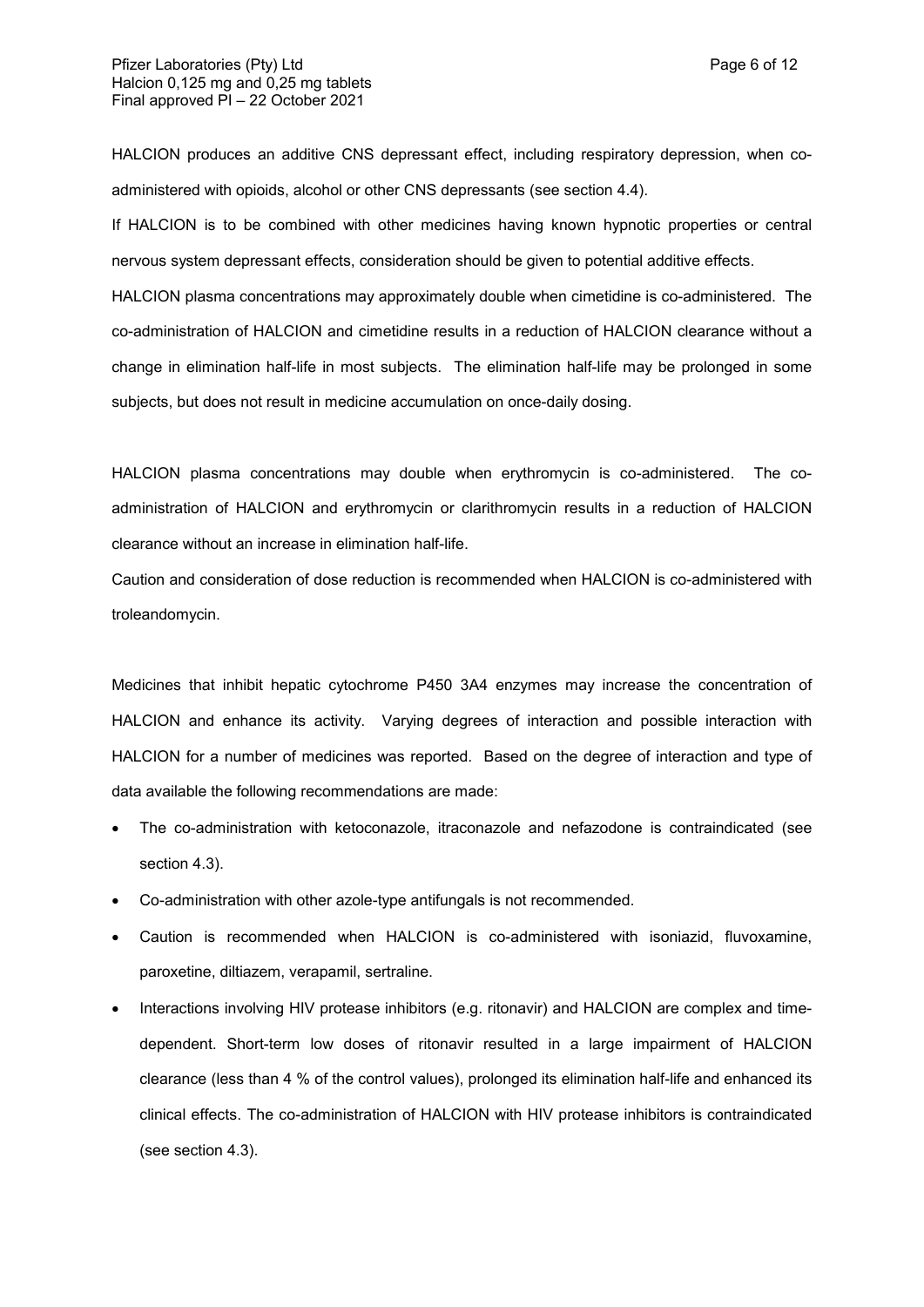HALCION produces an additive CNS depressant effect, including respiratory depression, when co-administered with opioids, alcohol or other CNS depressants (see section 4.4).

If HALCION is to be combined with other medicines having known hypnotic properties or central nervous system depressant effects, consideration should be given to potential additive effects.

HALCION plasma concentrations may approximately double when cimetidine is co-administered. The co-administration of HALCION and cimetidine results in a reduction of HALCION clearance without a change in elimination half-life in most subjects. The elimination half-life may be prolonged in some subjects, but does not result in medicine accumulation on once-daily dosing.

HALCION plasma concentrations may double when erythromycin is co-administered. The co-administration of HALCION and erythromycin or clarithromycin results in a reduction of HALCION clearance without an increase in elimination half-life.

Caution and consideration of dose reduction is recommended when HALCION is co-administered with troleandomycin.

Medicines that inhibit hepatic cytochrome P450 3A4 enzymes may increase the concentration of HALCION and enhance its activity. Varying degrees of interaction and possible interaction with HALCION for a number of medicines was reported. Based on the degree of interaction and type of data available the following recommendations are made:

- The co-administration with ketoconazole, itraconazole and nefazodone is contraindicated (see section 4.3).
- Co-administration with other azole-type antifungals is not recommended.
- Caution is recommended when HALCION is co-administered with isoniazid, fluvoxamine, paroxetine, diltiazem, verapamil, sertraline.
- Interactions involving HIV protease inhibitors (e.g. ritonavir) and HALCION are complex and time-dependent. Short-term low doses of ritonavir resulted in a large impairment of HALCION clearance (less than 4 % of the control values), prolonged its elimination half-life and enhanced its clinical effects. The co-administration of HALCION with HIV protease inhibitors is contraindicated (see section 4.3).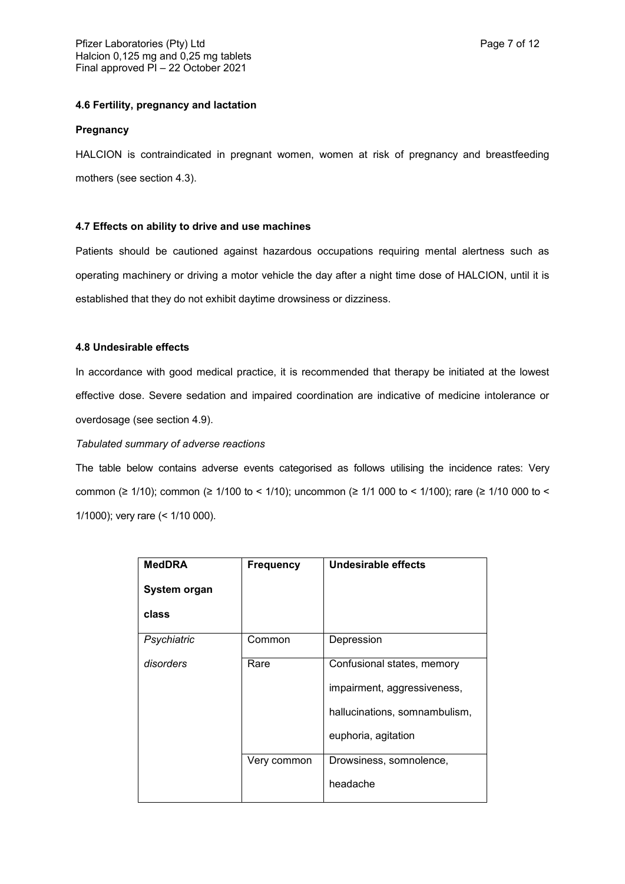### 4.6 Fertility, pregnancy and lactation

**Pregnancy**

HALCION is contraindicated in pregnant women, women at risk of pregnancy and breastfeeding mothers (see section 4.3).

### 4.7 Effects on ability to drive and use machines

Patients should be cautioned against hazardous occupations requiring mental alertness such as operating machinery or driving a motor vehicle the day after a night time dose of HALCION, until it is established that they do not exhibit daytime drowsiness or dizziness.

### 4.8 Undesirable effects

In accordance with good medical practice, it is recommended that therapy be initiated at the lowest effective dose. Severe sedation and impaired coordination are indicative of medicine intolerance or overdosage (see section 4.9).

*Tabulated summary of adverse reactions*

The table below contains adverse events categorised as follows utilising the incidence rates: Very common (≥ 1/10); common (≥ 1/100 to < 1/10); uncommon (≥ 1/1 000 to < 1/100); rare (≥ 1/10 000 to < 1/1000); very rare (< 1/10 000).

| MedDRA System organ class | Frequency | Undesirable effects |
|---|---|---|
| *Psychiatric disorders* | Common | Depression |
| | Rare | Confusional states, memory impairment, aggressiveness, hallucinations, somnambulism, euphoria, agitation |
| | Very common | Drowsiness, somnolence, headache |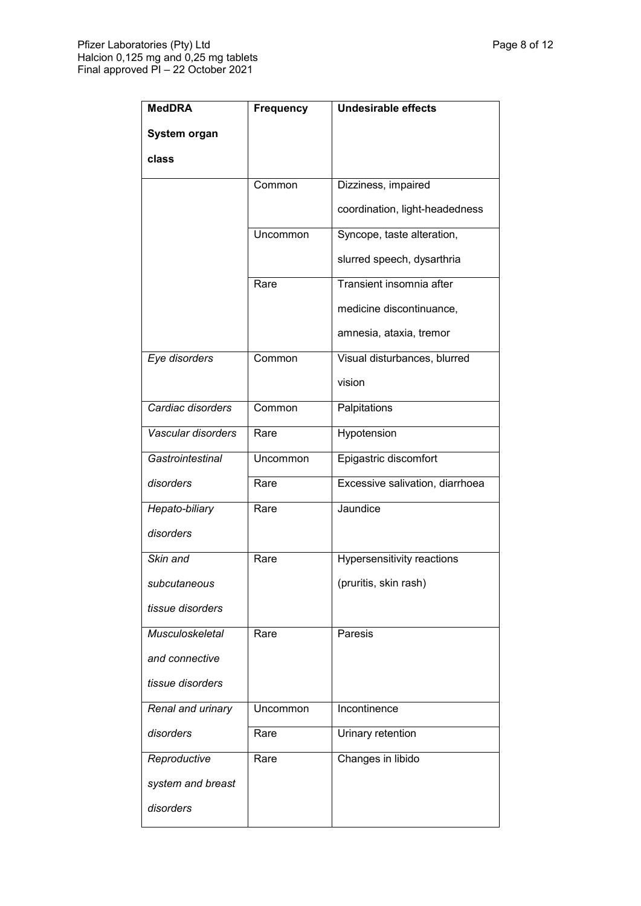| MedDRA System organ class | Frequency | Undesirable effects |
|---|---|---|
| | Common | Dizziness, impaired coordination, light-headedness |
| | Uncommon | Syncope, taste alteration, slurred speech, dysarthria |
| | Rare | Transient insomnia after medicine discontinuance, amnesia, ataxia, tremor |
| *Eye disorders* | Common | Visual disturbances, blurred vision |
| *Cardiac disorders* | Common | Palpitations |
| *Vascular disorders* | Rare | Hypotension |
| *Gastrointestinal disorders* | Uncommon | Epigastric discomfort |
| | Rare | Excessive salivation, diarrhoea |
| *Hepato-biliary disorders* | Rare | Jaundice |
| *Skin and subcutaneous tissue disorders* | Rare | Hypersensitivity reactions (pruritis, skin rash) |
| *Musculoskeletal and connective tissue disorders* | Rare | Paresis |
| *Renal and urinary disorders* | Uncommon | Incontinence |
| | Rare | Urinary retention |
| *Reproductive system and breast disorders* | Rare | Changes in libido |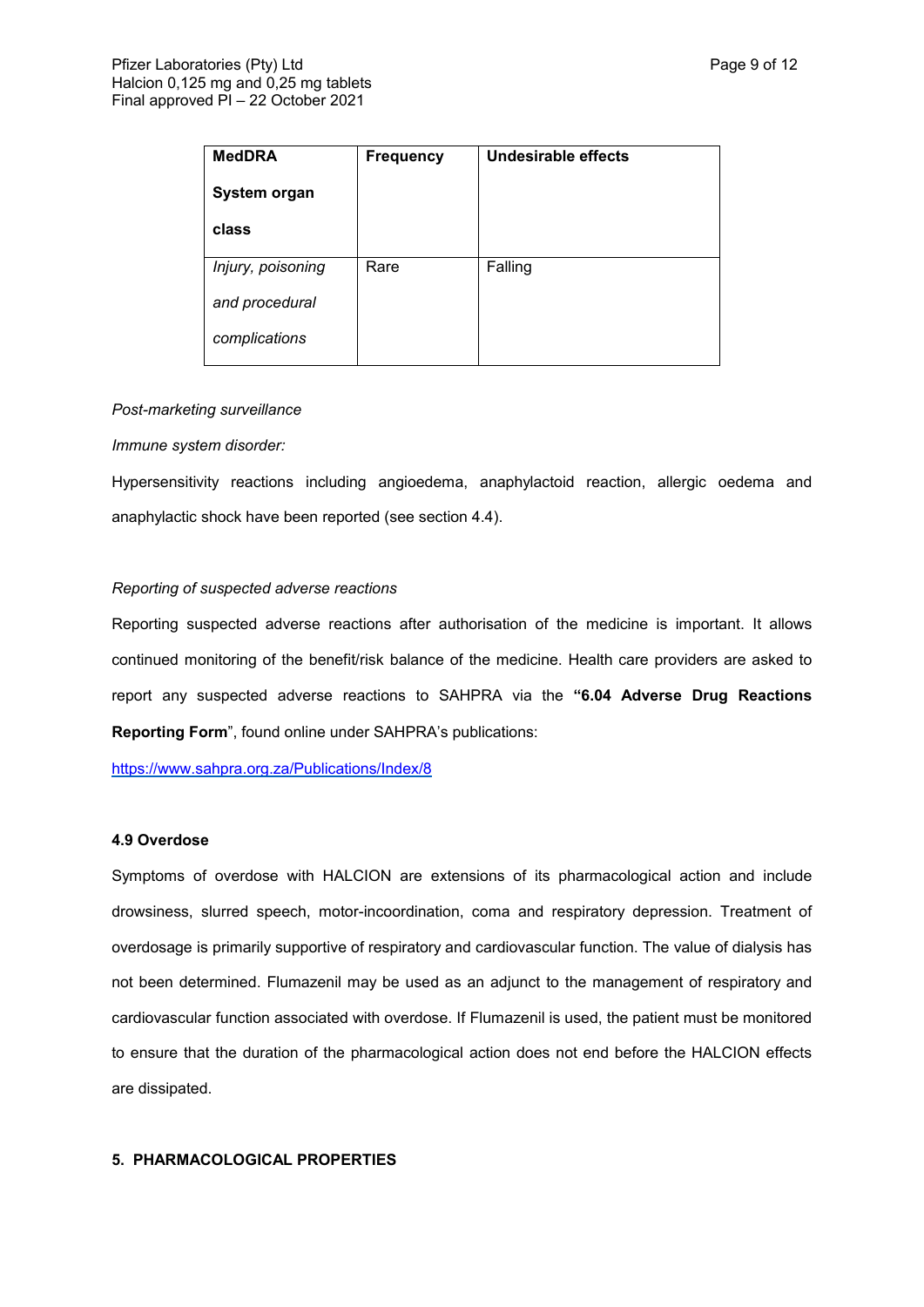| **MedDRA System organ class** | **Frequency** | **Undesirable effects** |
|---|---|---|
| *Injury, poisoning and procedural complications* | Rare | Falling |

*Post-marketing surveillance*

*Immune system disorder:*

Hypersensitivity reactions including angioedema, anaphylactoid reaction, allergic oedema and anaphylactic shock have been reported (see section 4.4).

*Reporting of suspected adverse reactions*

Reporting suspected adverse reactions after authorisation of the medicine is important. It allows continued monitoring of the benefit/risk balance of the medicine. Health care providers are asked to report any suspected adverse reactions to SAHPRA via the **"6.04 Adverse Drug Reactions Reporting Form**", found online under SAHPRA's publications:

https://www.sahpra.org.za/Publications/Index/8

### 4.9 Overdose

Symptoms of overdose with HALCION are extensions of its pharmacological action and include drowsiness, slurred speech, motor-incoordination, coma and respiratory depression. Treatment of overdosage is primarily supportive of respiratory and cardiovascular function. The value of dialysis has not been determined. Flumazenil may be used as an adjunct to the management of respiratory and cardiovascular function associated with overdose. If Flumazenil is used, the patient must be monitored to ensure that the duration of the pharmacological action does not end before the HALCION effects are dissipated.

## 5. PHARMACOLOGICAL PROPERTIES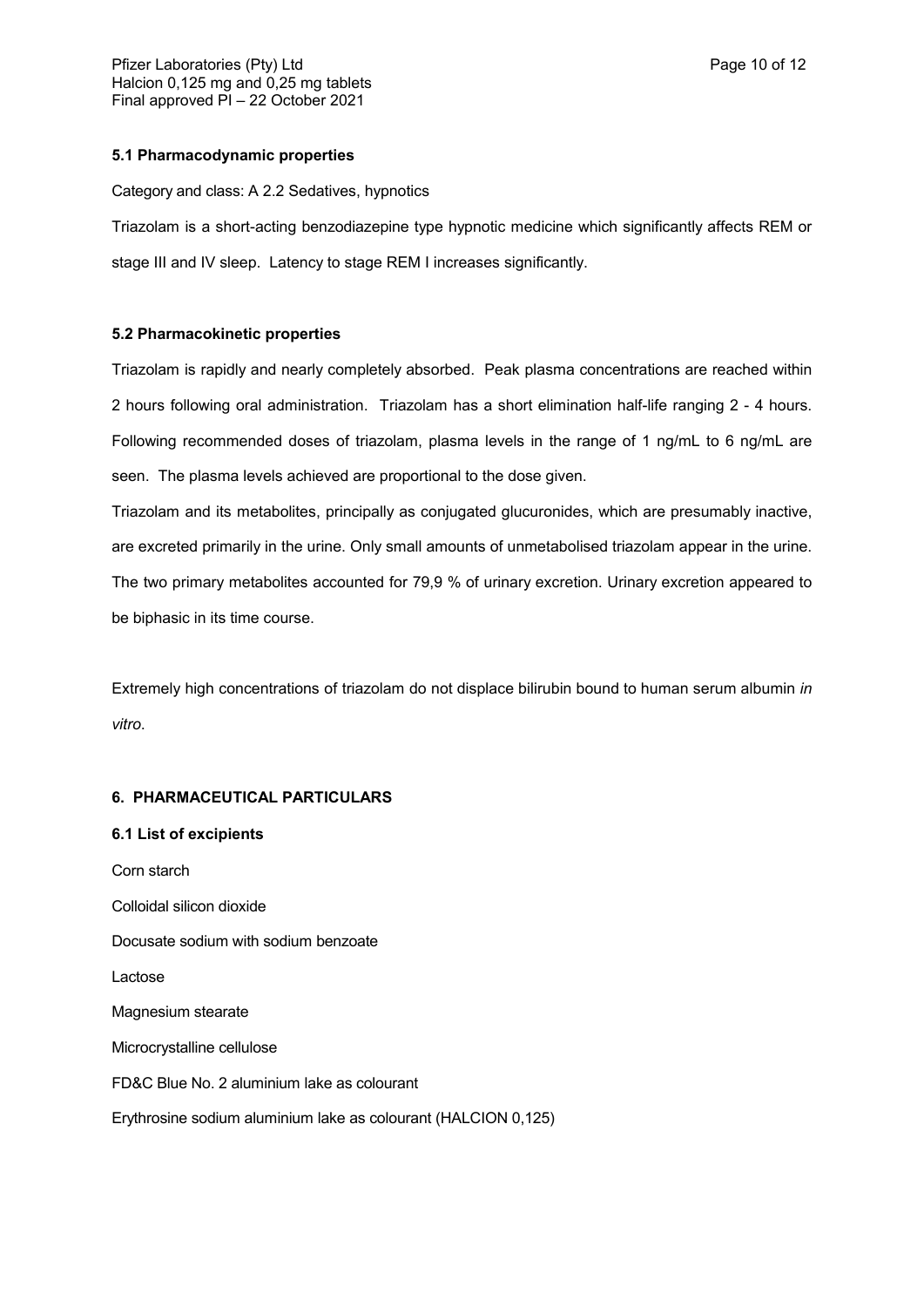### 5.1 Pharmacodynamic properties

Category and class: A 2.2 Sedatives, hypnotics

Triazolam is a short-acting benzodiazepine type hypnotic medicine which significantly affects REM or stage III and IV sleep. Latency to stage REM I increases significantly.

### 5.2 Pharmacokinetic properties

Triazolam is rapidly and nearly completely absorbed. Peak plasma concentrations are reached within 2 hours following oral administration. Triazolam has a short elimination half-life ranging 2 - 4 hours. Following recommended doses of triazolam, plasma levels in the range of 1 ng/mL to 6 ng/mL are seen. The plasma levels achieved are proportional to the dose given.

Triazolam and its metabolites, principally as conjugated glucuronides, which are presumably inactive, are excreted primarily in the urine. Only small amounts of unmetabolised triazolam appear in the urine. The two primary metabolites accounted for 79,9 % of urinary excretion. Urinary excretion appeared to be biphasic in its time course.

Extremely high concentrations of triazolam do not displace bilirubin bound to human serum albumin *in vitro*.

## 6. PHARMACEUTICAL PARTICULARS

### 6.1 List of excipients

Corn starch

Colloidal silicon dioxide

Docusate sodium with sodium benzoate

Lactose

Magnesium stearate

Microcrystalline cellulose

FD&C Blue No. 2 aluminium lake as colourant

Erythrosine sodium aluminium lake as colourant (HALCION 0,125)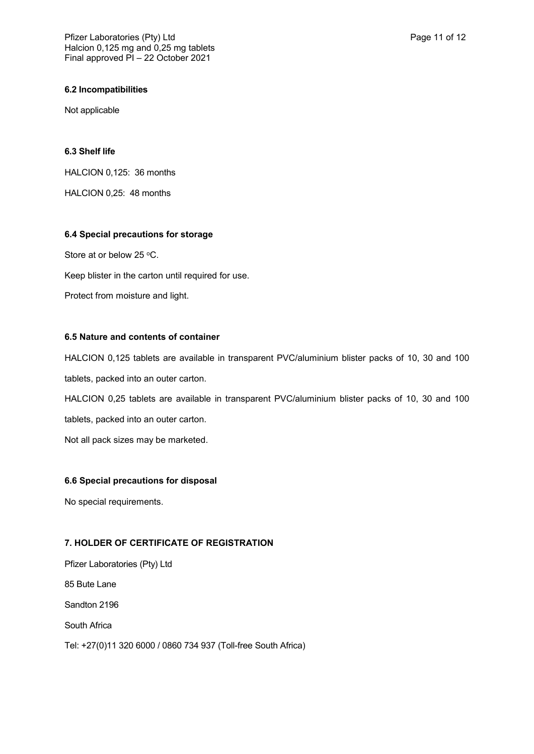### 6.2 Incompatibilities

Not applicable

### 6.3 Shelf life

HALCION 0,125: 36 months

HALCION 0,25: 48 months

### 6.4 Special precautions for storage

Store at or below 25 °C.

Keep blister in the carton until required for use.

Protect from moisture and light.

### 6.5 Nature and contents of container

HALCION 0,125 tablets are available in transparent PVC/aluminium blister packs of 10, 30 and 100 tablets, packed into an outer carton.

HALCION 0,25 tablets are available in transparent PVC/aluminium blister packs of 10, 30 and 100 tablets, packed into an outer carton.

Not all pack sizes may be marketed.

### 6.6 Special precautions for disposal

No special requirements.

## 7. HOLDER OF CERTIFICATE OF REGISTRATION

Pfizer Laboratories (Pty) Ltd

85 Bute Lane

Sandton 2196

South Africa

Tel: +27(0)11 320 6000 / 0860 734 937 (Toll-free South Africa)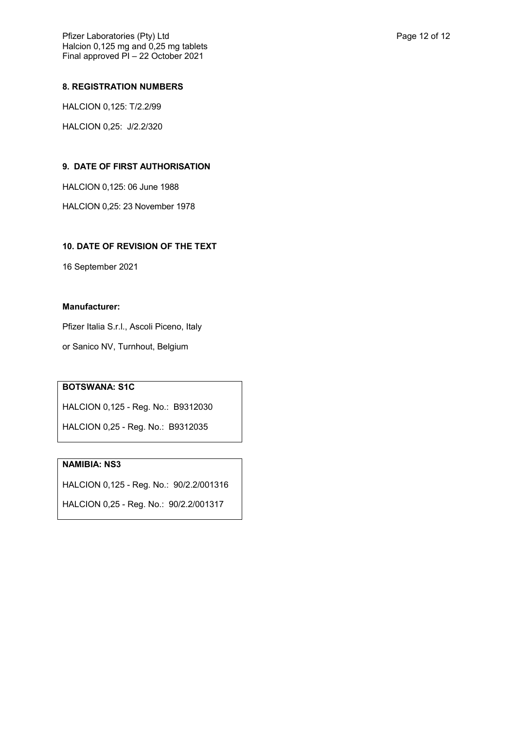## 8. REGISTRATION NUMBERS

HALCION 0,125: T/2.2/99

HALCION 0,25: J/2.2/320

## 9. DATE OF FIRST AUTHORISATION

HALCION 0,125: 06 June 1988

HALCION 0,25: 23 November 1978

## 10. DATE OF REVISION OF THE TEXT

16 September 2021

**Manufacturer:**

Pfizer Italia S.r.l., Ascoli Piceno, Italy

or Sanico NV, Turnhout, Belgium

**BOTSWANA: S1C**

HALCION 0,125 - Reg. No.: B9312030

HALCION 0,25 - Reg. No.: B9312035

**NAMIBIA: NS3**

HALCION 0,125 - Reg. No.: 90/2.2/001316

HALCION 0,25 - Reg. No.: 90/2.2/001317